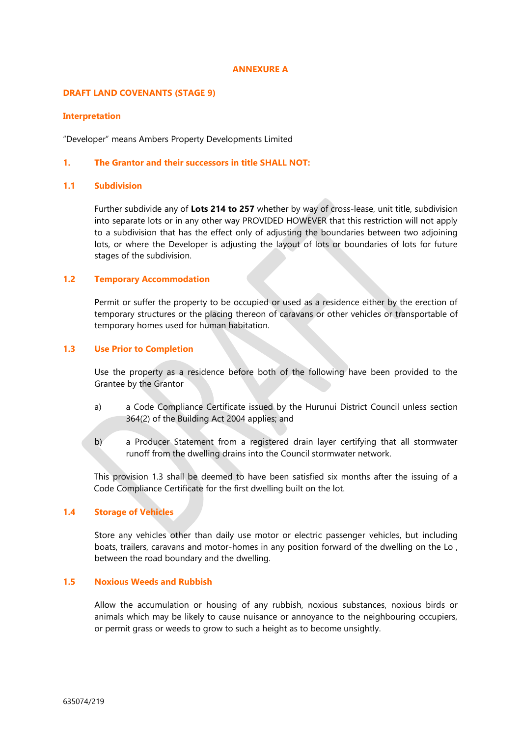# ANNEXURE A

## DRAFT LAND COVENANTS (STAGE 9)

### Interpretation

"Developer" means Ambers Property Developments Limited

### 1. The Grantor and their successors in title SHALL NOT:

#### 1.1 Subdivision

Further subdivide any of **Lots 214 to 257** whether by way of cross-lease, unit title, subdivision into separate lots or in any other way PROVIDED HOWEVER that this restriction will not apply to a subdivision that has the effect only of adjusting the boundaries between two adjoining lots, or where the Developer is adjusting the layout of lots or boundaries of lots for future stages of the subdivision.

#### 1.2 Temporary Accommodation

Permit or suffer the property to be occupied or used as a residence either by the erection of temporary structures or the placing thereon of caravans or other vehicles or transportable of temporary homes used for human habitation.

#### 1.3 Use Prior to Completion

Use the property as a residence before both of the following have been provided to the Grantee by the Grantor

a) a Code Compliance Certificate issued by the Hurunui District Council unless section 364(2) of the Building Act 2004 applies; and

b) a Producer Statement from a registered drain layer certifying that all stormwater runoff from the dwelling drains into the Council stormwater network.

This provision 1.3 shall be deemed to have been satisfied six months after the issuing of a Code Compliance Certificate for the first dwelling built on the lot.

#### 1.4 Storage of Vehicles

Store any vehicles other than daily use motor or electric passenger vehicles, but including boats, trailers, caravans and motor-homes in any position forward of the dwelling on the Lo , between the road boundary and the dwelling.

#### 1.5 Noxious Weeds and Rubbish

Allow the accumulation or housing of any rubbish, noxious substances, noxious birds or animals which may be likely to cause nuisance or annoyance to the neighbouring occupiers, or permit grass or weeds to grow to such a height as to become unsightly.

635074/219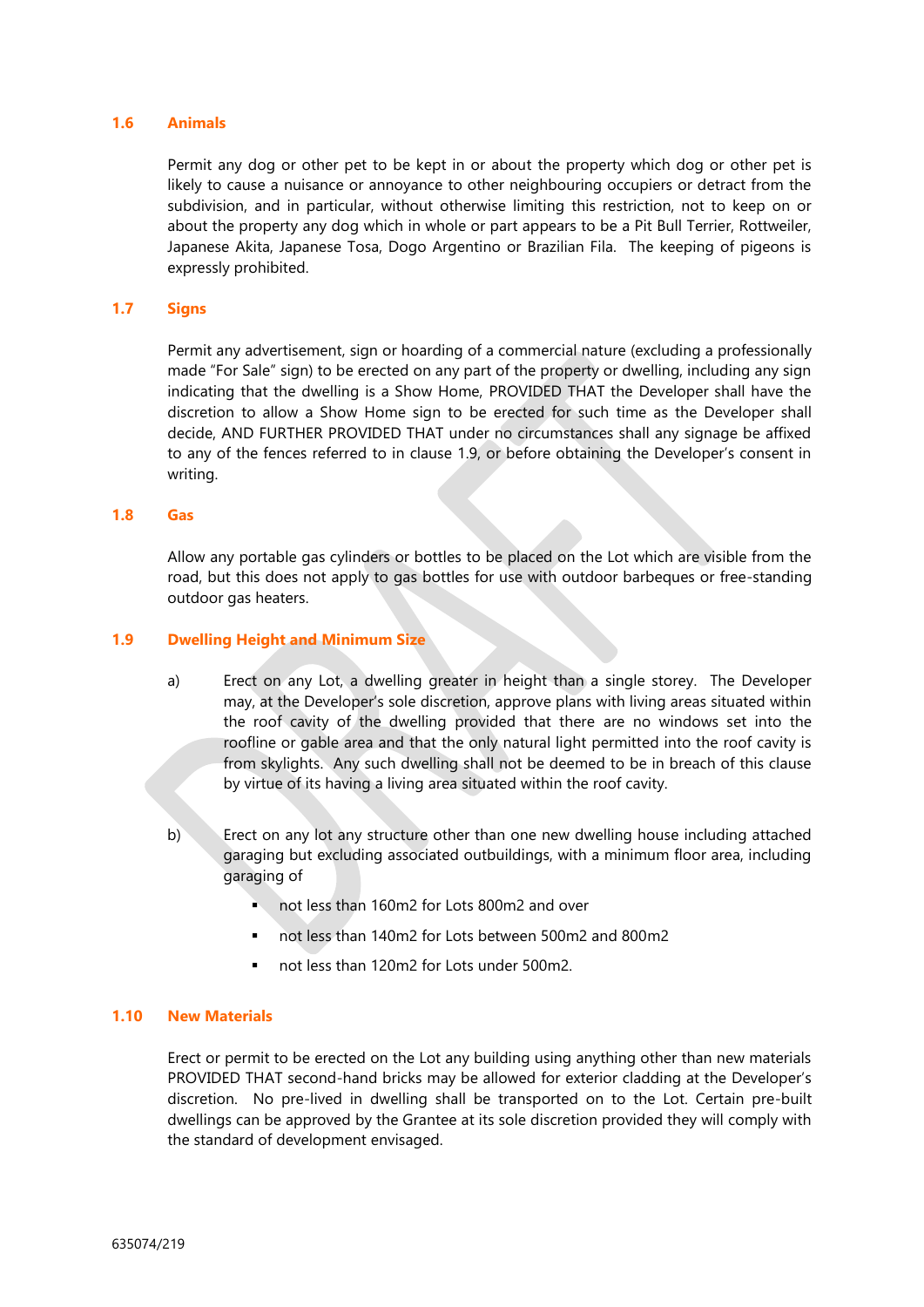### 1.6 Animals

Permit any dog or other pet to be kept in or about the property which dog or other pet is likely to cause a nuisance or annoyance to other neighbouring occupiers or detract from the subdivision, and in particular, without otherwise limiting this restriction, not to keep on or about the property any dog which in whole or part appears to be a Pit Bull Terrier, Rottweiler, Japanese Akita, Japanese Tosa, Dogo Argentino or Brazilian Fila. The keeping of pigeons is expressly prohibited.

### 1.7 Signs

Permit any advertisement, sign or hoarding of a commercial nature (excluding a professionally made "For Sale" sign) to be erected on any part of the property or dwelling, including any sign indicating that the dwelling is a Show Home, PROVIDED THAT the Developer shall have the discretion to allow a Show Home sign to be erected for such time as the Developer shall decide, AND FURTHER PROVIDED THAT under no circumstances shall any signage be affixed to any of the fences referred to in clause 1.9, or before obtaining the Developer's consent in writing.

### 1.8 Gas

Allow any portable gas cylinders or bottles to be placed on the Lot which are visible from the road, but this does not apply to gas bottles for use with outdoor barbeques or free-standing outdoor gas heaters.

### 1.9 Dwelling Height and Minimum Size

a) Erect on any Lot, a dwelling greater in height than a single storey. The Developer may, at the Developer's sole discretion, approve plans with living areas situated within the roof cavity of the dwelling provided that there are no windows set into the roofline or gable area and that the only natural light permitted into the roof cavity is from skylights. Any such dwelling shall not be deemed to be in breach of this clause by virtue of its having a living area situated within the roof cavity.

b) Erect on any lot any structure other than one new dwelling house including attached garaging but excluding associated outbuildings, with a minimum floor area, including garaging of

- not less than 160m2 for Lots 800m2 and over
- not less than 140m2 for Lots between 500m2 and 800m2
- not less than 120m2 for Lots under 500m2.

### 1.10 New Materials

Erect or permit to be erected on the Lot any building using anything other than new materials PROVIDED THAT second-hand bricks may be allowed for exterior cladding at the Developer's discretion. No pre-lived in dwelling shall be transported on to the Lot. Certain pre-built dwellings can be approved by the Grantee at its sole discretion provided they will comply with the standard of development envisaged.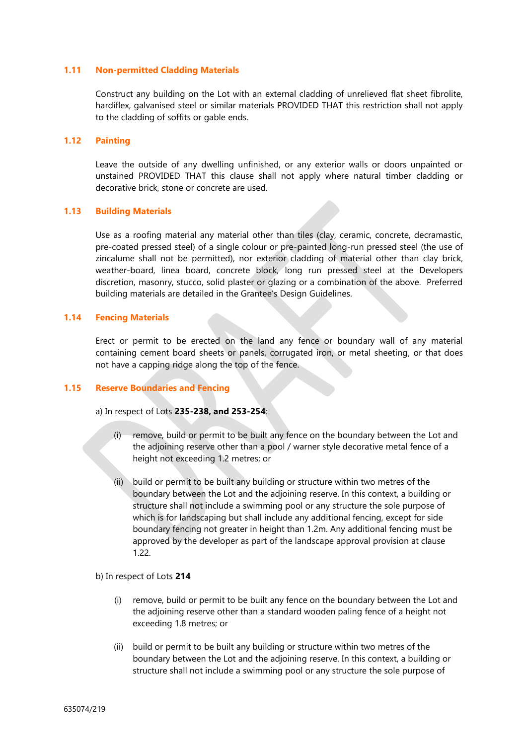### 1.11 Non-permitted Cladding Materials

Construct any building on the Lot with an external cladding of unrelieved flat sheet fibrolite, hardiflex, galvanised steel or similar materials PROVIDED THAT this restriction shall not apply to the cladding of soffits or gable ends.

### 1.12 Painting

Leave the outside of any dwelling unfinished, or any exterior walls or doors unpainted or unstained PROVIDED THAT this clause shall not apply where natural timber cladding or decorative brick, stone or concrete are used.

### 1.13 Building Materials

Use as a roofing material any material other than tiles (clay, ceramic, concrete, decramastic, pre-coated pressed steel) of a single colour or pre-painted long-run pressed steel (the use of zincalume shall not be permitted), nor exterior cladding of material other than clay brick, weather-board, linea board, concrete block, long run pressed steel at the Developers discretion, masonry, stucco, solid plaster or glazing or a combination of the above. Preferred building materials are detailed in the Grantee's Design Guidelines.

### 1.14 Fencing Materials

Erect or permit to be erected on the land any fence or boundary wall of any material containing cement board sheets or panels, corrugated iron, or metal sheeting, or that does not have a capping ridge along the top of the fence.

### 1.15 Reserve Boundaries and Fencing

a) In respect of Lots **235-238, and 253-254**:

(i) remove, build or permit to be built any fence on the boundary between the Lot and the adjoining reserve other than a pool / warner style decorative metal fence of a height not exceeding 1.2 metres; or

(ii) build or permit to be built any building or structure within two metres of the boundary between the Lot and the adjoining reserve. In this context, a building or structure shall not include a swimming pool or any structure the sole purpose of which is for landscaping but shall include any additional fencing, except for side boundary fencing not greater in height than 1.2m. Any additional fencing must be approved by the developer as part of the landscape approval provision at clause 1.22.

b) In respect of Lots **214**

(i) remove, build or permit to be built any fence on the boundary between the Lot and the adjoining reserve other than a standard wooden paling fence of a height not exceeding 1.8 metres; or

(ii) build or permit to be built any building or structure within two metres of the boundary between the Lot and the adjoining reserve. In this context, a building or structure shall not include a swimming pool or any structure the sole purpose of

635074/219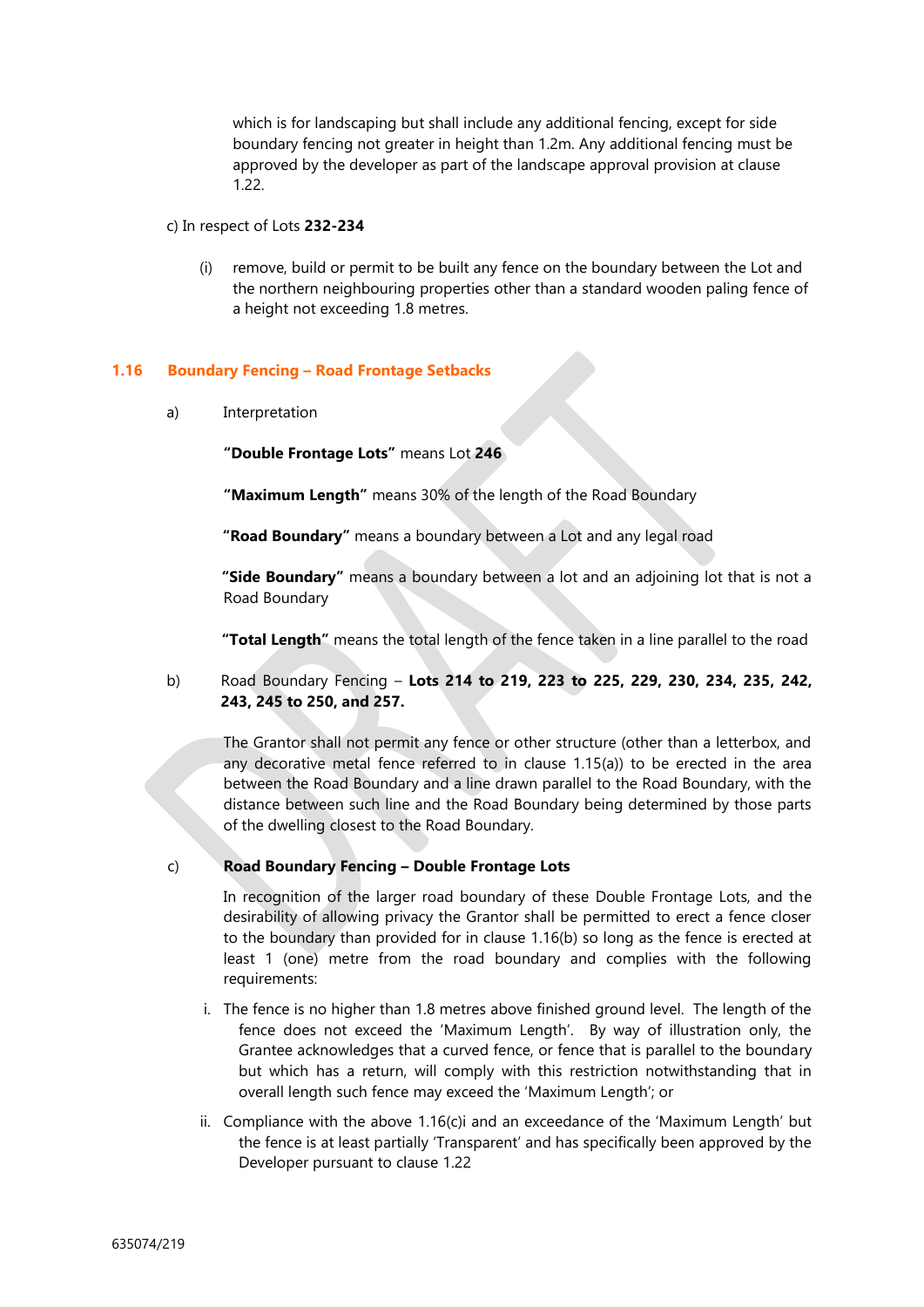which is for landscaping but shall include any additional fencing, except for side boundary fencing not greater in height than 1.2m. Any additional fencing must be approved by the developer as part of the landscape approval provision at clause 1.22.

c) In respect of Lots **232-234**

(i) remove, build or permit to be built any fence on the boundary between the Lot and the northern neighbouring properties other than a standard wooden paling fence of a height not exceeding 1.8 metres.

## 1.16 Boundary Fencing – Road Frontage Setbacks

a) Interpretation

**"Double Frontage Lots"** means Lot **246**

**"Maximum Length"** means 30% of the length of the Road Boundary

**"Road Boundary"** means a boundary between a Lot and any legal road

**"Side Boundary"** means a boundary between a lot and an adjoining lot that is not a Road Boundary

**"Total Length"** means the total length of the fence taken in a line parallel to the road

b) Road Boundary Fencing – **Lots 214 to 219, 223 to 225, 229, 230, 234, 235, 242, 243, 245 to 250, and 257.**

The Grantor shall not permit any fence or other structure (other than a letterbox, and any decorative metal fence referred to in clause 1.15(a)) to be erected in the area between the Road Boundary and a line drawn parallel to the Road Boundary, with the distance between such line and the Road Boundary being determined by those parts of the dwelling closest to the Road Boundary.

c) **Road Boundary Fencing – Double Frontage Lots**

In recognition of the larger road boundary of these Double Frontage Lots, and the desirability of allowing privacy the Grantor shall be permitted to erect a fence closer to the boundary than provided for in clause 1.16(b) so long as the fence is erected at least 1 (one) metre from the road boundary and complies with the following requirements:

i. The fence is no higher than 1.8 metres above finished ground level. The length of the fence does not exceed the 'Maximum Length'. By way of illustration only, the Grantee acknowledges that a curved fence, or fence that is parallel to the boundary but which has a return, will comply with this restriction notwithstanding that in overall length such fence may exceed the 'Maximum Length'; or

ii. Compliance with the above 1.16(c)i and an exceedance of the 'Maximum Length' but the fence is at least partially 'Transparent' and has specifically been approved by the Developer pursuant to clause 1.22

635074/219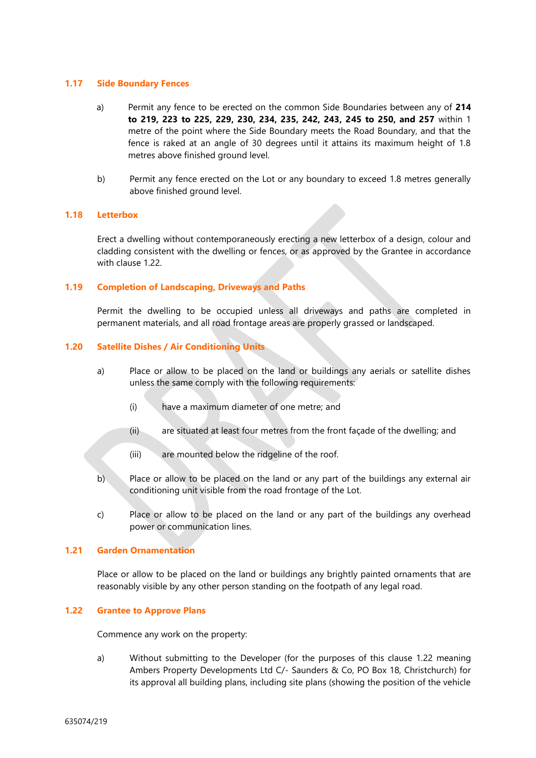### 1.17 Side Boundary Fences

a) Permit any fence to be erected on the common Side Boundaries between any of **214 to 219, 223 to 225, 229, 230, 234, 235, 242, 243, 245 to 250, and 257** within 1 metre of the point where the Side Boundary meets the Road Boundary, and that the fence is raked at an angle of 30 degrees until it attains its maximum height of 1.8 metres above finished ground level.

b) Permit any fence erected on the Lot or any boundary to exceed 1.8 metres generally above finished ground level.

### 1.18 Letterbox

Erect a dwelling without contemporaneously erecting a new letterbox of a design, colour and cladding consistent with the dwelling or fences, or as approved by the Grantee in accordance with clause 1.22.

### 1.19 Completion of Landscaping, Driveways and Paths

Permit the dwelling to be occupied unless all driveways and paths are completed in permanent materials, and all road frontage areas are properly grassed or landscaped.

### 1.20 Satellite Dishes / Air Conditioning Units

a) Place or allow to be placed on the land or buildings any aerials or satellite dishes unless the same comply with the following requirements:

   (i) have a maximum diameter of one metre; and

   (ii) are situated at least four metres from the front façade of the dwelling; and

   (iii) are mounted below the ridgeline of the roof.

b) Place or allow to be placed on the land or any part of the buildings any external air conditioning unit visible from the road frontage of the Lot.

c) Place or allow to be placed on the land or any part of the buildings any overhead power or communication lines.

### 1.21 Garden Ornamentation

Place or allow to be placed on the land or buildings any brightly painted ornaments that are reasonably visible by any other person standing on the footpath of any legal road.

### 1.22 Grantee to Approve Plans

Commence any work on the property:

a) Without submitting to the Developer (for the purposes of this clause 1.22 meaning Ambers Property Developments Ltd C/- Saunders & Co, PO Box 18, Christchurch) for its approval all building plans, including site plans (showing the position of the vehicle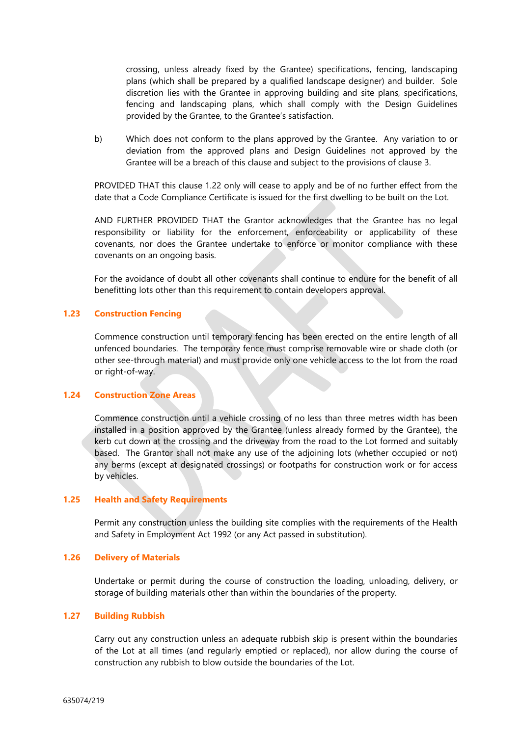crossing, unless already fixed by the Grantee) specifications, fencing, landscaping plans (which shall be prepared by a qualified landscape designer) and builder. Sole discretion lies with the Grantee in approving building and site plans, specifications, fencing and landscaping plans, which shall comply with the Design Guidelines provided by the Grantee, to the Grantee's satisfaction.

b) Which does not conform to the plans approved by the Grantee. Any variation to or deviation from the approved plans and Design Guidelines not approved by the Grantee will be a breach of this clause and subject to the provisions of clause 3.

PROVIDED THAT this clause 1.22 only will cease to apply and be of no further effect from the date that a Code Compliance Certificate is issued for the first dwelling to be built on the Lot.

AND FURTHER PROVIDED THAT the Grantor acknowledges that the Grantee has no legal responsibility or liability for the enforcement, enforceability or applicability of these covenants, nor does the Grantee undertake to enforce or monitor compliance with these covenants on an ongoing basis.

For the avoidance of doubt all other covenants shall continue to endure for the benefit of all benefitting lots other than this requirement to contain developers approval.

### 1.23 Construction Fencing

Commence construction until temporary fencing has been erected on the entire length of all unfenced boundaries. The temporary fence must comprise removable wire or shade cloth (or other see-through material) and must provide only one vehicle access to the lot from the road or right-of-way.

### 1.24 Construction Zone Areas

Commence construction until a vehicle crossing of no less than three metres width has been installed in a position approved by the Grantee (unless already formed by the Grantee), the kerb cut down at the crossing and the driveway from the road to the Lot formed and suitably based. The Grantor shall not make any use of the adjoining lots (whether occupied or not) any berms (except at designated crossings) or footpaths for construction work or for access by vehicles.

### 1.25 Health and Safety Requirements

Permit any construction unless the building site complies with the requirements of the Health and Safety in Employment Act 1992 (or any Act passed in substitution).

### 1.26 Delivery of Materials

Undertake or permit during the course of construction the loading, unloading, delivery, or storage of building materials other than within the boundaries of the property.

### 1.27 Building Rubbish

Carry out any construction unless an adequate rubbish skip is present within the boundaries of the Lot at all times (and regularly emptied or replaced), nor allow during the course of construction any rubbish to blow outside the boundaries of the Lot.

635074/219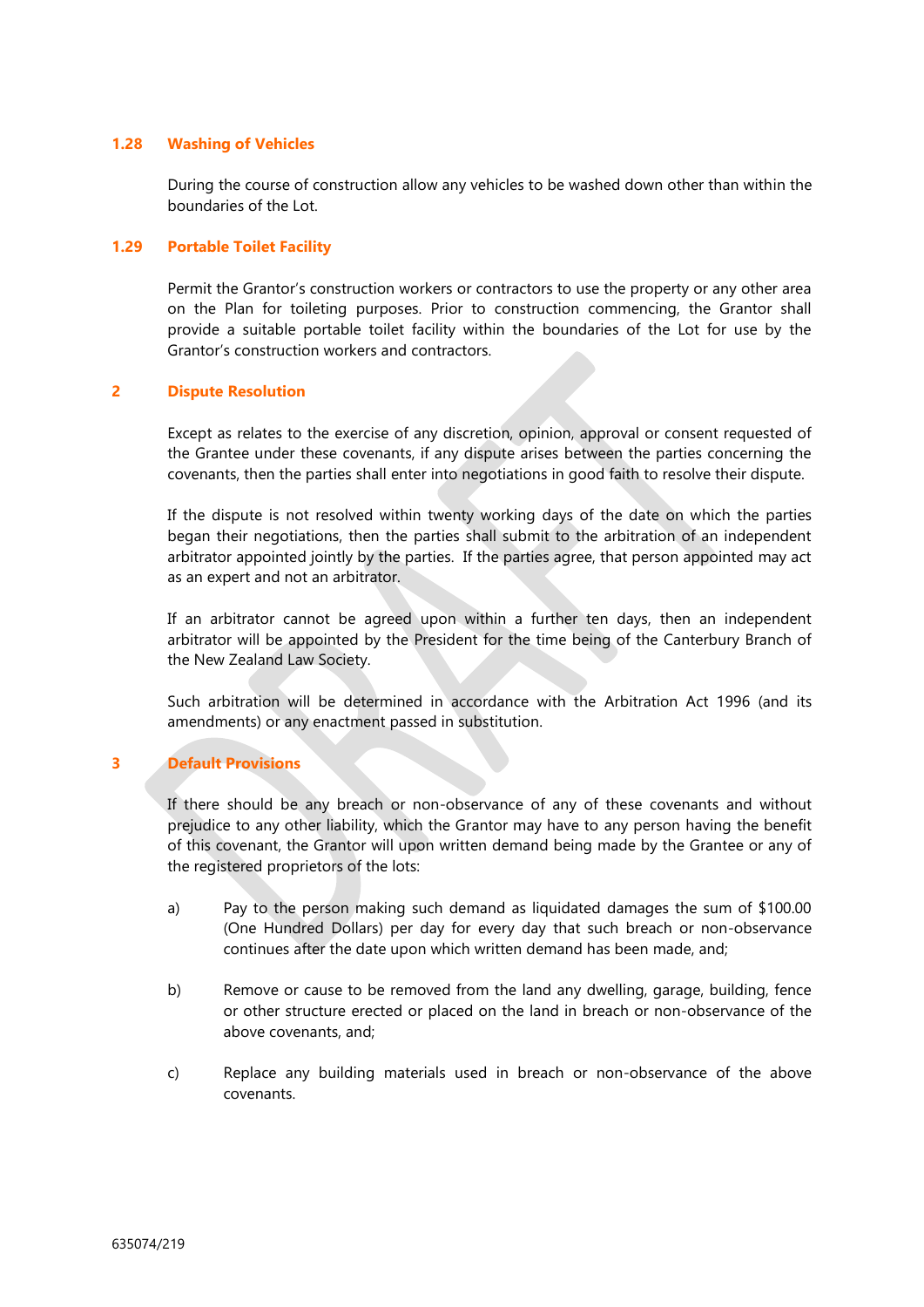### 1.28 Washing of Vehicles

During the course of construction allow any vehicles to be washed down other than within the boundaries of the Lot.

### 1.29 Portable Toilet Facility

Permit the Grantor's construction workers or contractors to use the property or any other area on the Plan for toileting purposes. Prior to construction commencing, the Grantor shall provide a suitable portable toilet facility within the boundaries of the Lot for use by the Grantor's construction workers and contractors.

## 2 Dispute Resolution

Except as relates to the exercise of any discretion, opinion, approval or consent requested of the Grantee under these covenants, if any dispute arises between the parties concerning the covenants, then the parties shall enter into negotiations in good faith to resolve their dispute.

If the dispute is not resolved within twenty working days of the date on which the parties began their negotiations, then the parties shall submit to the arbitration of an independent arbitrator appointed jointly by the parties. If the parties agree, that person appointed may act as an expert and not an arbitrator.

If an arbitrator cannot be agreed upon within a further ten days, then an independent arbitrator will be appointed by the President for the time being of the Canterbury Branch of the New Zealand Law Society.

Such arbitration will be determined in accordance with the Arbitration Act 1996 (and its amendments) or any enactment passed in substitution.

## 3 Default Provisions

If there should be any breach or non-observance of any of these covenants and without prejudice to any other liability, which the Grantor may have to any person having the benefit of this covenant, the Grantor will upon written demand being made by the Grantee or any of the registered proprietors of the lots:

a) Pay to the person making such demand as liquidated damages the sum of $100.00 (One Hundred Dollars) per day for every day that such breach or non-observance continues after the date upon which written demand has been made, and;

b) Remove or cause to be removed from the land any dwelling, garage, building, fence or other structure erected or placed on the land in breach or non-observance of the above covenants, and;

c) Replace any building materials used in breach or non-observance of the above covenants.

635074/219